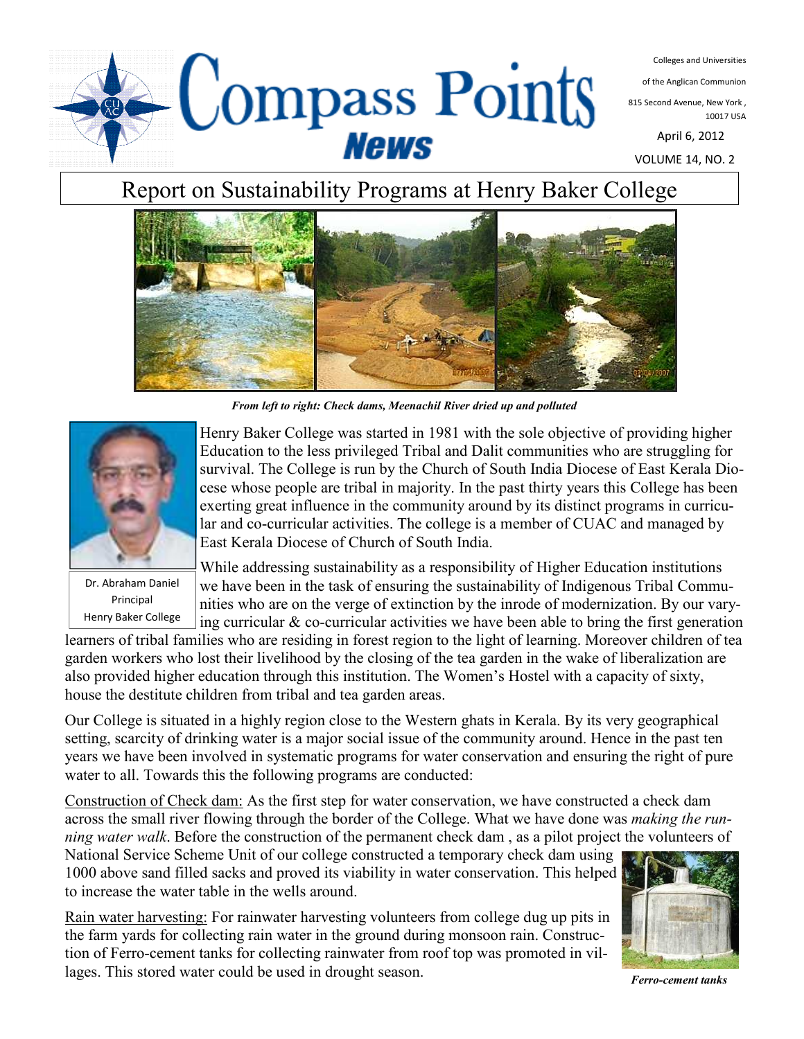# Compass Points News

Colleges and Universities of the Anglican Communion
815 Second Avenue, New York, 10017 USA

April 6, 2012

VOLUME 14, NO. 2

## Report on Sustainability Programs at Henry Baker College

*From left to right: Check dams, Meenachil River dried up and polluted*

Dr. Abraham Daniel
Principal
Henry Baker College

Henry Baker College was started in 1981 with the sole objective of providing higher Education to the less privileged Tribal and Dalit communities who are struggling for survival. The College is run by the Church of South India Diocese of East Kerala Diocese whose people are tribal in majority. In the past thirty years this College has been exerting great influence in the community around by its distinct programs in curricular and co-curricular activities. The college is a member of CUAC and managed by East Kerala Diocese of Church of South India.

While addressing sustainability as a responsibility of Higher Education institutions we have been in the task of ensuring the sustainability of Indigenous Tribal Communities who are on the verge of extinction by the inrode of modernization. By our varying curricular & co-curricular activities we have been able to bring the first generation learners of tribal families who are residing in forest region to the light of learning. Moreover children of tea garden workers who lost their livelihood by the closing of the tea garden in the wake of liberalization are also provided higher education through this institution. The Women's Hostel with a capacity of sixty, house the destitute children from tribal and tea garden areas.

Our College is situated in a highly region close to the Western ghats in Kerala. By its very geographical setting, scarcity of drinking water is a major social issue of the community around. Hence in the past ten years we have been involved in systematic programs for water conservation and ensuring the right of pure water to all. Towards this the following programs are conducted:

Construction of Check dam: As the first step for water conservation, we have constructed a check dam across the small river flowing through the border of the College. What we have done was *making the running water walk*. Before the construction of the permanent check dam , as a pilot project the volunteers of National Service Scheme Unit of our college constructed a temporary check dam using 1000 above sand filled sacks and proved its viability in water conservation. This helped to increase the water table in the wells around.

Rain water harvesting: For rainwater harvesting volunteers from college dug up pits in the farm yards for collecting rain water in the ground during monsoon rain. Construction of Ferro-cement tanks for collecting rainwater from roof top was promoted in villages. This stored water could be used in drought season.

*Ferro-cement tanks*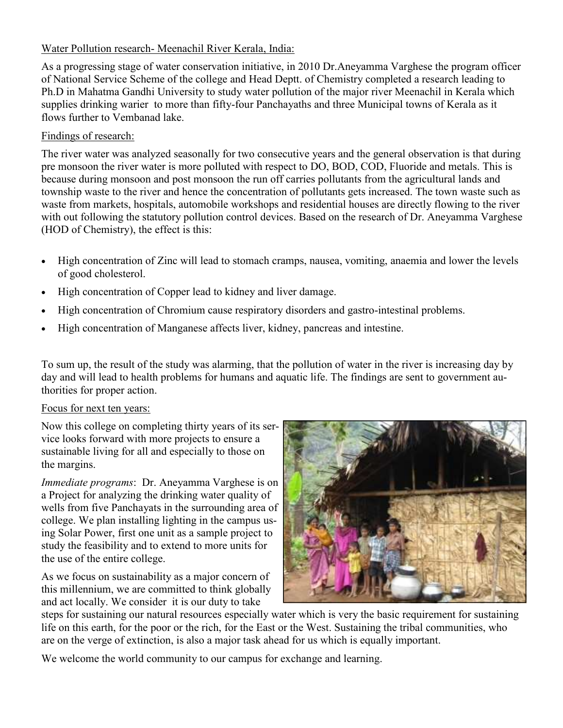Water Pollution research- Meenachil River Kerala, India:

As a progressing stage of water conservation initiative, in 2010 Dr.Aneyamma Varghese the program officer of National Service Scheme of the college and Head Deptt. of Chemistry completed a research leading to Ph.D in Mahatma Gandhi University to study water pollution of the major river Meenachil in Kerala which supplies drinking warier to more than fifty-four Panchayaths and three Municipal towns of Kerala as it flows further to Vembanad lake.

Findings of research:

The river water was analyzed seasonally for two consecutive years and the general observation is that during pre monsoon the river water is more polluted with respect to DO, BOD, COD, Fluoride and metals. This is because during monsoon and post monsoon the run off carries pollutants from the agricultural lands and township waste to the river and hence the concentration of pollutants gets increased. The town waste such as waste from markets, hospitals, automobile workshops and residential houses are directly flowing to the river with out following the statutory pollution control devices. Based on the research of Dr. Aneyamma Varghese (HOD of Chemistry), the effect is this:

- High concentration of Zinc will lead to stomach cramps, nausea, vomiting, anaemia and lower the levels of good cholesterol.
- High concentration of Copper lead to kidney and liver damage.
- High concentration of Chromium cause respiratory disorders and gastro-intestinal problems.
- High concentration of Manganese affects liver, kidney, pancreas and intestine.

To sum up, the result of the study was alarming, that the pollution of water in the river is increasing day by day and will lead to health problems for humans and aquatic life. The findings are sent to government authorities for proper action.

Focus for next ten years:

Now this college on completing thirty years of its service looks forward with more projects to ensure a sustainable living for all and especially to those on the margins.

*Immediate programs*: Dr. Aneyamma Varghese is on a Project for analyzing the drinking water quality of wells from five Panchayats in the surrounding area of college. We plan installing lighting in the campus using Solar Power, first one unit as a sample project to study the feasibility and to extend to more units for the use of the entire college.

As we focus on sustainability as a major concern of this millennium, we are committed to think globally and act locally. We consider it is our duty to take steps for sustaining our natural resources especially water which is very the basic requirement for sustaining life on this earth, for the poor or the rich, for the East or the West. Sustaining the tribal communities, who are on the verge of extinction, is also a major task ahead for us which is equally important.

We welcome the world community to our campus for exchange and learning.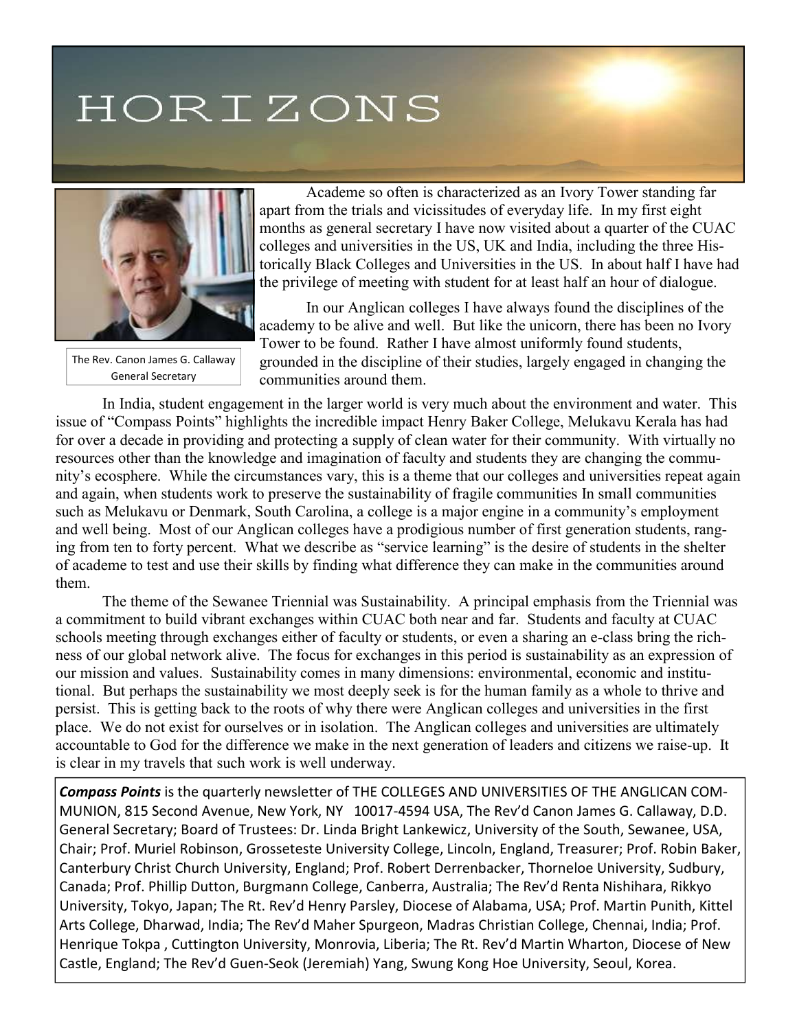# HORIZONS

The Rev. Canon James G. Callaway
General Secretary

Academe so often is characterized as an Ivory Tower standing far apart from the trials and vicissitudes of everyday life. In my first eight months as general secretary I have now visited about a quarter of the CUAC colleges and universities in the US, UK and India, including the three Historically Black Colleges and Universities in the US. In about half I have had the privilege of meeting with student for at least half an hour of dialogue.

In our Anglican colleges I have always found the disciplines of the academy to be alive and well. But like the unicorn, there has been no Ivory Tower to be found. Rather I have almost uniformly found students, grounded in the discipline of their studies, largely engaged in changing the communities around them.

In India, student engagement in the larger world is very much about the environment and water. This issue of "Compass Points" highlights the incredible impact Henry Baker College, Melukavu Kerala has had for over a decade in providing and protecting a supply of clean water for their community. With virtually no resources other than the knowledge and imagination of faculty and students they are changing the community's ecosphere. While the circumstances vary, this is a theme that our colleges and universities repeat again and again, when students work to preserve the sustainability of fragile communities In small communities such as Melukavu or Denmark, South Carolina, a college is a major engine in a community's employment and well being. Most of our Anglican colleges have a prodigious number of first generation students, ranging from ten to forty percent. What we describe as "service learning" is the desire of students in the shelter of academe to test and use their skills by finding what difference they can make in the communities around them.

The theme of the Sewanee Triennial was Sustainability. A principal emphasis from the Triennial was a commitment to build vibrant exchanges within CUAC both near and far. Students and faculty at CUAC schools meeting through exchanges either of faculty or students, or even a sharing an e-class bring the richness of our global network alive. The focus for exchanges in this period is sustainability as an expression of our mission and values. Sustainability comes in many dimensions: environmental, economic and institutional. But perhaps the sustainability we most deeply seek is for the human family as a whole to thrive and persist. This is getting back to the roots of why there were Anglican colleges and universities in the first place. We do not exist for ourselves or in isolation. The Anglican colleges and universities are ultimately accountable to God for the difference we make in the next generation of leaders and citizens we raise-up. It is clear in my travels that such work is well underway.

***Compass Points*** is the quarterly newsletter of THE COLLEGES AND UNIVERSITIES OF THE ANGLICAN COMMUNION, 815 Second Avenue, New York, NY 10017-4594 USA, The Rev'd Canon James G. Callaway, D.D. General Secretary; Board of Trustees: Dr. Linda Bright Lankewicz, University of the South, Sewanee, USA, Chair; Prof. Muriel Robinson, Grosseteste University College, Lincoln, England, Treasurer; Prof. Robin Baker, Canterbury Christ Church University, England; Prof. Robert Derrenbacker, Thorneloe University, Sudbury, Canada; Prof. Phillip Dutton, Burgmann College, Canberra, Australia; The Rev'd Renta Nishihara, Rikkyo University, Tokyo, Japan; The Rt. Rev'd Henry Parsley, Diocese of Alabama, USA; Prof. Martin Punith, Kittel Arts College, Dharwad, India; The Rev'd Maher Spurgeon, Madras Christian College, Chennai, India; Prof. Henrique Tokpa , Cuttington University, Monrovia, Liberia; The Rt. Rev'd Martin Wharton, Diocese of New Castle, England; The Rev'd Guen-Seok (Jeremiah) Yang, Swung Kong Hoe University, Seoul, Korea.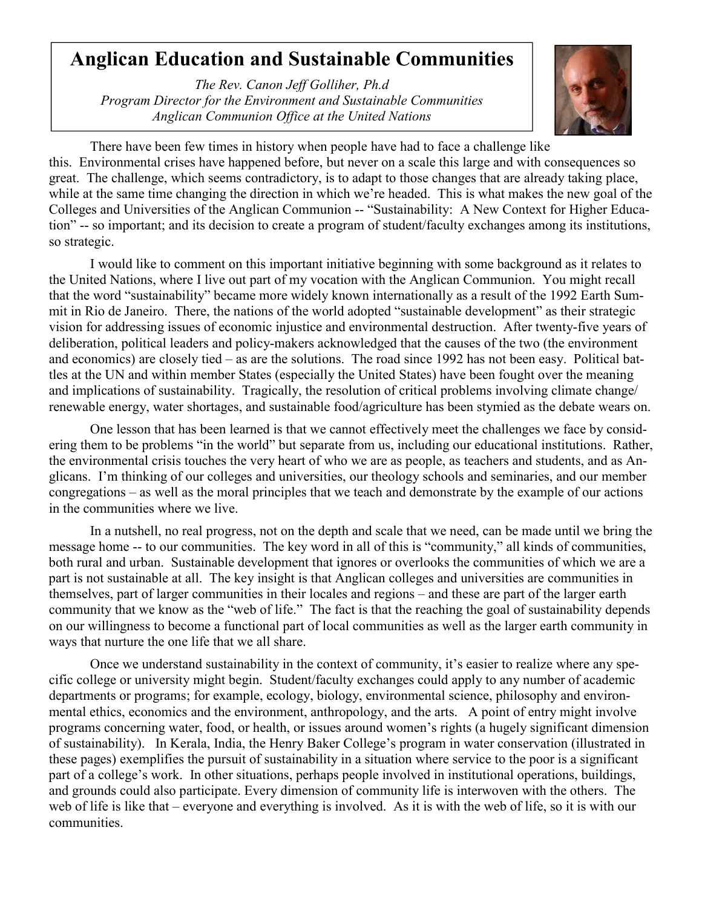# Anglican Education and Sustainable Communities

*The Rev. Canon Jeff Golliher, Ph.d*
*Program Director for the Environment and Sustainable Communities*
*Anglican Communion Office at the United Nations*

There have been few times in history when people have had to face a challenge like this. Environmental crises have happened before, but never on a scale this large and with consequences so great. The challenge, which seems contradictory, is to adapt to those changes that are already taking place, while at the same time changing the direction in which we're headed. This is what makes the new goal of the Colleges and Universities of the Anglican Communion -- "Sustainability: A New Context for Higher Education" -- so important; and its decision to create a program of student/faculty exchanges among its institutions, so strategic.

I would like to comment on this important initiative beginning with some background as it relates to the United Nations, where I live out part of my vocation with the Anglican Communion. You might recall that the word "sustainability" became more widely known internationally as a result of the 1992 Earth Summit in Rio de Janeiro. There, the nations of the world adopted "sustainable development" as their strategic vision for addressing issues of economic injustice and environmental destruction. After twenty-five years of deliberation, political leaders and policy-makers acknowledged that the causes of the two (the environment and economics) are closely tied – as are the solutions. The road since 1992 has not been easy. Political battles at the UN and within member States (especially the United States) have been fought over the meaning and implications of sustainability. Tragically, the resolution of critical problems involving climate change/renewable energy, water shortages, and sustainable food/agriculture has been stymied as the debate wears on.

One lesson that has been learned is that we cannot effectively meet the challenges we face by considering them to be problems "in the world" but separate from us, including our educational institutions. Rather, the environmental crisis touches the very heart of who we are as people, as teachers and students, and as Anglicans. I'm thinking of our colleges and universities, our theology schools and seminaries, and our member congregations – as well as the moral principles that we teach and demonstrate by the example of our actions in the communities where we live.

In a nutshell, no real progress, not on the depth and scale that we need, can be made until we bring the message home -- to our communities. The key word in all of this is "community," all kinds of communities, both rural and urban. Sustainable development that ignores or overlooks the communities of which we are a part is not sustainable at all. The key insight is that Anglican colleges and universities are communities in themselves, part of larger communities in their locales and regions – and these are part of the larger earth community that we know as the "web of life." The fact is that the reaching the goal of sustainability depends on our willingness to become a functional part of local communities as well as the larger earth community in ways that nurture the one life that we all share.

Once we understand sustainability in the context of community, it's easier to realize where any specific college or university might begin. Student/faculty exchanges could apply to any number of academic departments or programs; for example, ecology, biology, environmental science, philosophy and environmental ethics, economics and the environment, anthropology, and the arts. A point of entry might involve programs concerning water, food, or health, or issues around women's rights (a hugely significant dimension of sustainability). In Kerala, India, the Henry Baker College's program in water conservation (illustrated in these pages) exemplifies the pursuit of sustainability in a situation where service to the poor is a significant part of a college's work. In other situations, perhaps people involved in institutional operations, buildings, and grounds could also participate. Every dimension of community life is interwoven with the others. The web of life is like that – everyone and everything is involved. As it is with the web of life, so it is with our communities.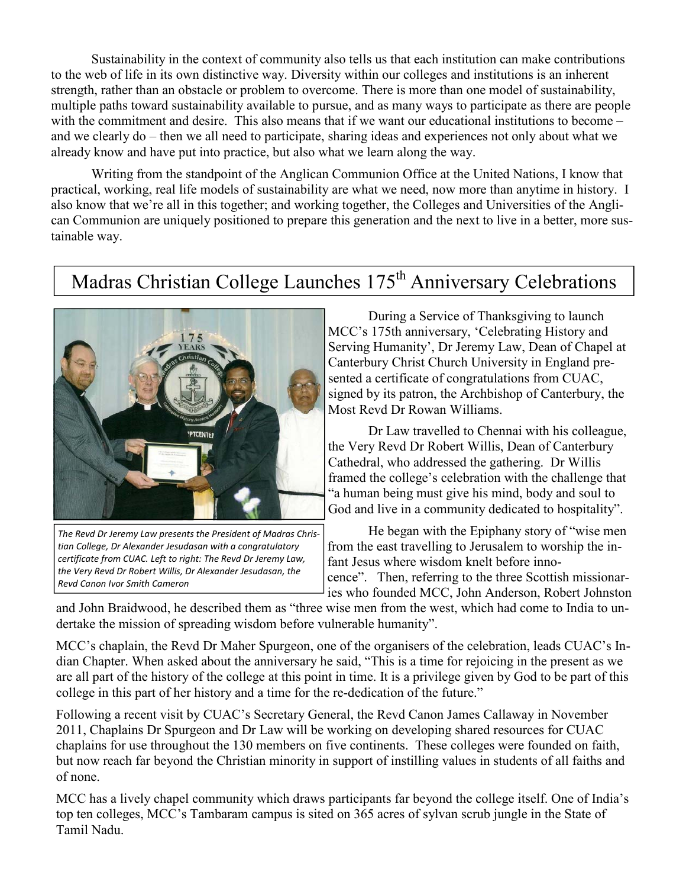Sustainability in the context of community also tells us that each institution can make contributions to the web of life in its own distinctive way. Diversity within our colleges and institutions is an inherent strength, rather than an obstacle or problem to overcome. There is more than one model of sustainability, multiple paths toward sustainability available to pursue, and as many ways to participate as there are people with the commitment and desire. This also means that if we want our educational institutions to become – and we clearly do – then we all need to participate, sharing ideas and experiences not only about what we already know and have put into practice, but also what we learn along the way.

Writing from the standpoint of the Anglican Communion Office at the United Nations, I know that practical, working, real life models of sustainability are what we need, now more than anytime in history. I also know that we're all in this together; and working together, the Colleges and Universities of the Anglican Communion are uniquely positioned to prepare this generation and the next to live in a better, more sustainable way.

## Madras Christian College Launches 175th Anniversary Celebrations

*The Revd Dr Jeremy Law presents the President of Madras Christian College, Dr Alexander Jesudasan with a congratulatory certificate from CUAC. Left to right: The Revd Dr Jeremy Law, the Very Revd Dr Robert Willis, Dr Alexander Jesudasan, the Revd Canon Ivor Smith Cameron*

During a Service of Thanksgiving to launch MCC's 175th anniversary, 'Celebrating History and Serving Humanity', Dr Jeremy Law, Dean of Chapel at Canterbury Christ Church University in England presented a certificate of congratulations from CUAC, signed by its patron, the Archbishop of Canterbury, the Most Revd Dr Rowan Williams.

Dr Law travelled to Chennai with his colleague, the Very Revd Dr Robert Willis, Dean of Canterbury Cathedral, who addressed the gathering. Dr Willis framed the college's celebration with the challenge that "a human being must give his mind, body and soul to God and live in a community dedicated to hospitality".

He began with the Epiphany story of "wise men from the east travelling to Jerusalem to worship the infant Jesus where wisdom knelt before innocence". Then, referring to the three Scottish missionaries who founded MCC, John Anderson, Robert Johnston and John Braidwood, he described them as "three wise men from the west, which had come to India to undertake the mission of spreading wisdom before vulnerable humanity".

MCC's chaplain, the Revd Dr Maher Spurgeon, one of the organisers of the celebration, leads CUAC's Indian Chapter. When asked about the anniversary he said, "This is a time for rejoicing in the present as we are all part of the history of the college at this point in time. It is a privilege given by God to be part of this college in this part of her history and a time for the re-dedication of the future."

Following a recent visit by CUAC's Secretary General, the Revd Canon James Callaway in November 2011, Chaplains Dr Spurgeon and Dr Law will be working on developing shared resources for CUAC chaplains for use throughout the 130 members on five continents. These colleges were founded on faith, but now reach far beyond the Christian minority in support of instilling values in students of all faiths and of none.

MCC has a lively chapel community which draws participants far beyond the college itself. One of India's top ten colleges, MCC's Tambaram campus is sited on 365 acres of sylvan scrub jungle in the State of Tamil Nadu.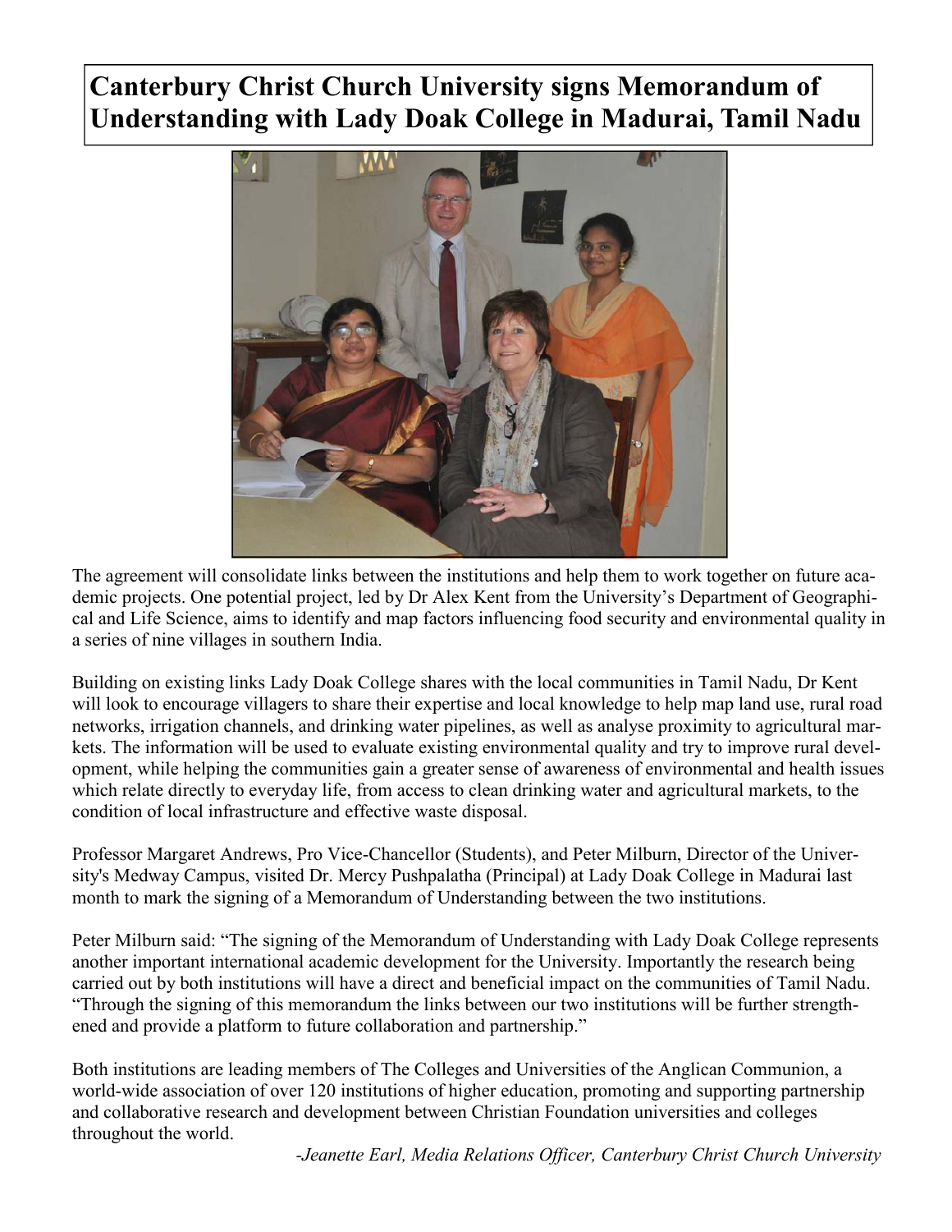# Canterbury Christ Church University signs Memorandum of Understanding with Lady Doak College in Madurai, Tamil Nadu

The agreement will consolidate links between the institutions and help them to work together on future academic projects. One potential project, led by Dr Alex Kent from the University's Department of Geographical and Life Science, aims to identify and map factors influencing food security and environmental quality in a series of nine villages in southern India.

Building on existing links Lady Doak College shares with the local communities in Tamil Nadu, Dr Kent will look to encourage villagers to share their expertise and local knowledge to help map land use, rural road networks, irrigation channels, and drinking water pipelines, as well as analyse proximity to agricultural markets. The information will be used to evaluate existing environmental quality and try to improve rural development, while helping the communities gain a greater sense of awareness of environmental and health issues which relate directly to everyday life, from access to clean drinking water and agricultural markets, to the condition of local infrastructure and effective waste disposal.

Professor Margaret Andrews, Pro Vice-Chancellor (Students), and Peter Milburn, Director of the University's Medway Campus, visited Dr. Mercy Pushpalatha (Principal) at Lady Doak College in Madurai last month to mark the signing of a Memorandum of Understanding between the two institutions.

Peter Milburn said: "The signing of the Memorandum of Understanding with Lady Doak College represents another important international academic development for the University. Importantly the research being carried out by both institutions will have a direct and beneficial impact on the communities of Tamil Nadu. "Through the signing of this memorandum the links between our two institutions will be further strengthened and provide a platform to future collaboration and partnership."

Both institutions are leading members of The Colleges and Universities of the Anglican Communion, a world-wide association of over 120 institutions of higher education, promoting and supporting partnership and collaborative research and development between Christian Foundation universities and colleges throughout the world.

*-Jeanette Earl, Media Relations Officer, Canterbury Christ Church University*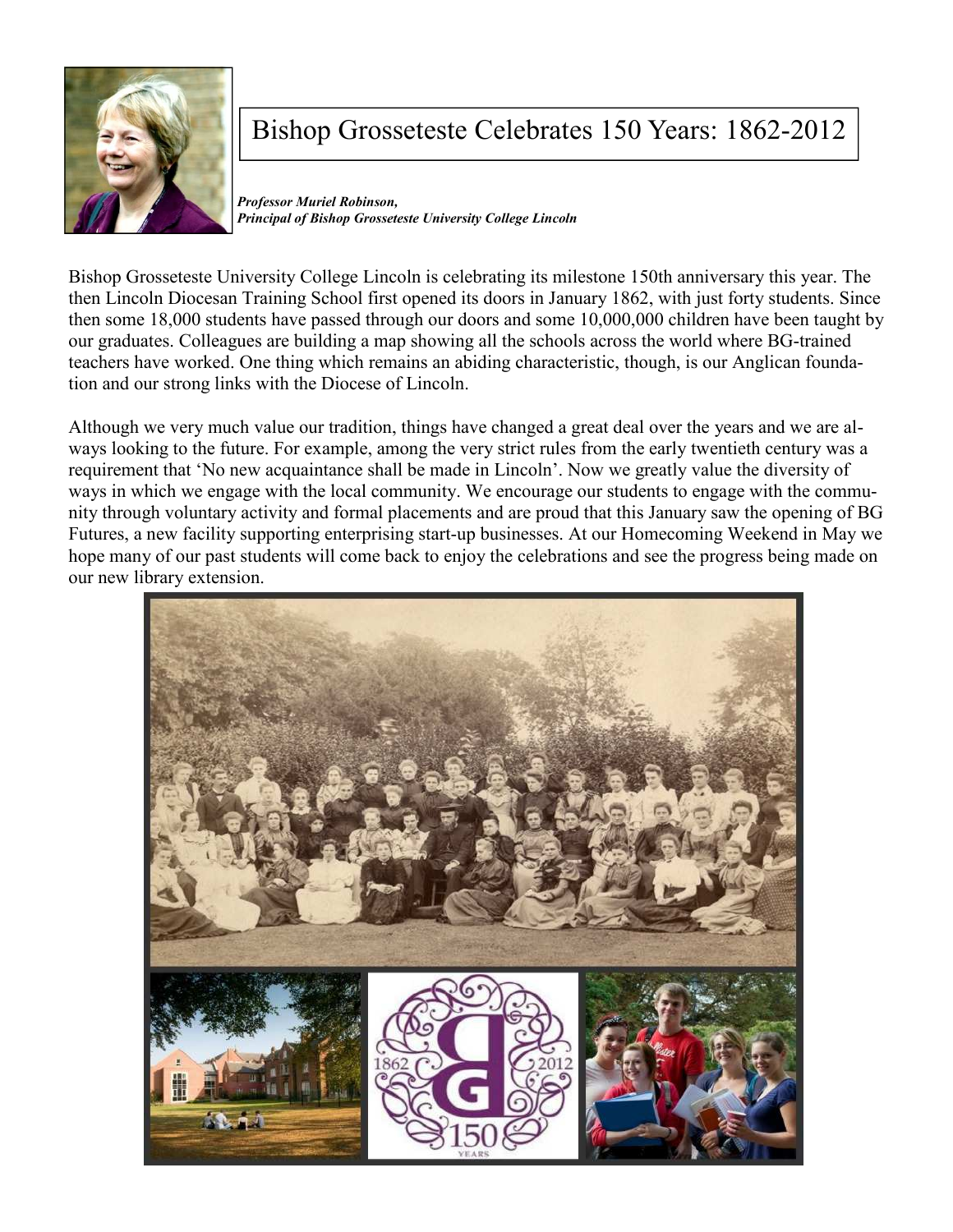# Bishop Grosseteste Celebrates 150 Years: 1862-2012

***Professor Muriel Robinson,***
***Principal of Bishop Grosseteste University College Lincoln***

Bishop Grosseteste University College Lincoln is celebrating its milestone 150th anniversary this year. The then Lincoln Diocesan Training School first opened its doors in January 1862, with just forty students. Since then some 18,000 students have passed through our doors and some 10,000,000 children have been taught by our graduates. Colleagues are building a map showing all the schools across the world where BG-trained teachers have worked. One thing which remains an abiding characteristic, though, is our Anglican foundation and our strong links with the Diocese of Lincoln.

Although we very much value our tradition, things have changed a great deal over the years and we are always looking to the future. For example, among the very strict rules from the early twentieth century was a requirement that 'No new acquaintance shall be made in Lincoln'. Now we greatly value the diversity of ways in which we engage with the local community. We encourage our students to engage with the community through voluntary activity and formal placements and are proud that this January saw the opening of BG Futures, a new facility supporting enterprising start-up businesses. At our Homecoming Weekend in May we hope many of our past students will come back to enjoy the celebrations and see the progress being made on our new library extension.